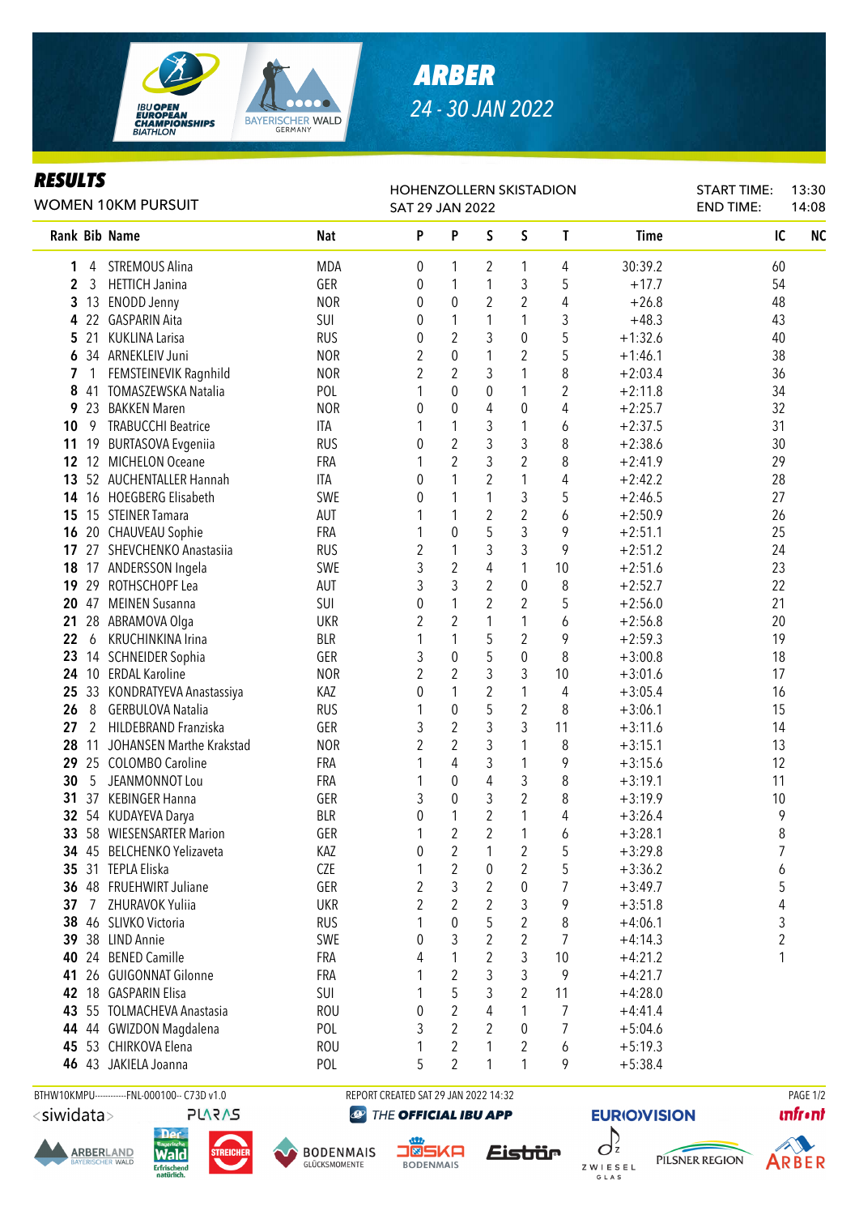# ARBER

*24 - 30 JAN 2022*

IBU OPEN EUROPEAN CHAMPIONSHIPS BIATHLON

## RESULTS

WOMEN 10KM PURSUIT

HOHENZOLLERN SKISTADION
SAT 29 JAN 2022

START TIME: 13:30
END TIME: 14:08

| Rank | Bib | Name | Nat | P | P | S | S | T | Time | IC | NC |
|---|---|---|---|---|---|---|---|---|---|---|---|
| 1 | 4 | STREMOUS Alina | MDA | 0 | 1 | 2 | 1 | 4 | 30:39.2 | 60 | |
| 2 | 3 | HETTICH Janina | GER | 0 | 1 | 1 | 3 | 5 | +17.7 | 54 | |
| 3 | 13 | ENODD Jenny | NOR | 0 | 0 | 2 | 2 | 4 | +26.8 | 48 | |
| 4 | 22 | GASPARIN Aita | SUI | 0 | 1 | 1 | 1 | 3 | +48.3 | 43 | |
| 5 | 21 | KUKLINA Larisa | RUS | 0 | 2 | 3 | 0 | 5 | +1:32.6 | 40 | |
| 6 | 34 | ARNEKLEIV Juni | NOR | 2 | 0 | 1 | 2 | 5 | +1:46.1 | 38 | |
| 7 | 1 | FEMSTEINEVIK Ragnhild | NOR | 2 | 2 | 3 | 1 | 8 | +2:03.4 | 36 | |
| 8 | 41 | TOMASZEWSKA Natalia | POL | 1 | 0 | 0 | 1 | 2 | +2:11.8 | 34 | |
| 9 | 23 | BAKKEN Maren | NOR | 0 | 0 | 4 | 0 | 4 | +2:25.7 | 32 | |
| 10 | 9 | TRABUCCHI Beatrice | ITA | 1 | 1 | 3 | 1 | 6 | +2:37.5 | 31 | |
| 11 | 19 | BURTASOVA Evgeniia | RUS | 0 | 2 | 3 | 3 | 8 | +2:38.6 | 30 | |
| 12 | 12 | MICHELON Oceane | FRA | 1 | 2 | 3 | 2 | 8 | +2:41.9 | 29 | |
| 13 | 52 | AUCHENTALLER Hannah | ITA | 0 | 1 | 2 | 1 | 4 | +2:42.2 | 28 | |
| 14 | 16 | HOEGBERG Elisabeth | SWE | 0 | 1 | 1 | 3 | 5 | +2:46.5 | 27 | |
| 15 | 15 | STEINER Tamara | AUT | 1 | 1 | 2 | 2 | 6 | +2:50.9 | 26 | |
| 16 | 20 | CHAUVEAU Sophie | FRA | 1 | 0 | 5 | 3 | 9 | +2:51.1 | 25 | |
| 17 | 27 | SHEVCHENKO Anastasiia | RUS | 2 | 1 | 3 | 3 | 9 | +2:51.2 | 24 | |
| 18 | 17 | ANDERSSON Ingela | SWE | 3 | 2 | 4 | 1 | 10 | +2:51.6 | 23 | |
| 19 | 29 | ROTHSCHOPF Lea | AUT | 3 | 3 | 2 | 0 | 8 | +2:52.7 | 22 | |
| 20 | 47 | MEINEN Susanna | SUI | 0 | 1 | 2 | 2 | 5 | +2:56.0 | 21 | |
| 21 | 28 | ABRAMOVA Olga | UKR | 2 | 2 | 1 | 1 | 6 | +2:56.8 | 20 | |
| 22 | 6 | KRUCHINKINA Irina | BLR | 1 | 1 | 5 | 2 | 9 | +2:59.3 | 19 | |
| 23 | 14 | SCHNEIDER Sophia | GER | 3 | 0 | 5 | 0 | 8 | +3:00.8 | 18 | |
| 24 | 10 | ERDAL Karoline | NOR | 2 | 2 | 3 | 3 | 10 | +3:01.6 | 17 | |
| 25 | 33 | KONDRATYEVA Anastassiya | KAZ | 0 | 1 | 2 | 1 | 4 | +3:05.4 | 16 | |
| 26 | 8 | GERBULOVA Natalia | RUS | 1 | 0 | 5 | 2 | 8 | +3:06.1 | 15 | |
| 27 | 2 | HILDEBRAND Franziska | GER | 3 | 2 | 3 | 3 | 11 | +3:11.6 | 14 | |
| 28 | 11 | JOHANSEN Marthe Krakstad | NOR | 2 | 2 | 3 | 1 | 8 | +3:15.1 | 13 | |
| 29 | 25 | COLOMBO Caroline | FRA | 1 | 4 | 3 | 1 | 9 | +3:15.6 | 12 | |
| 30 | 5 | JEANMONNOT Lou | FRA | 1 | 0 | 4 | 3 | 8 | +3:19.1 | 11 | |
| 31 | 37 | KEBINGER Hanna | GER | 3 | 0 | 3 | 2 | 8 | +3:19.9 | 10 | |
| 32 | 54 | KUDAYEVA Darya | BLR | 0 | 1 | 2 | 1 | 4 | +3:26.4 | 9 | |
| 33 | 58 | WIESENSARTER Marion | GER | 1 | 2 | 2 | 1 | 6 | +3:28.1 | 8 | |
| 34 | 45 | BELCHENKO Yelizaveta | KAZ | 0 | 2 | 1 | 2 | 5 | +3:29.8 | 7 | |
| 35 | 31 | TEPLA Eliska | CZE | 1 | 2 | 0 | 2 | 5 | +3:36.2 | 6 | |
| 36 | 48 | FRUEHWIRT Juliane | GER | 2 | 3 | 2 | 0 | 7 | +3:49.7 | 5 | |
| 37 | 7 | ZHURAVOK Yuliia | UKR | 2 | 2 | 2 | 3 | 9 | +3:51.8 | 4 | |
| 38 | 46 | SLIVKO Victoria | RUS | 1 | 0 | 5 | 2 | 8 | +4:06.1 | 3 | |
| 39 | 38 | LIND Annie | SWE | 0 | 3 | 2 | 2 | 7 | +4:14.3 | 2 | |
| 40 | 24 | BENED Camille | FRA | 4 | 1 | 2 | 3 | 10 | +4:21.2 | 1 | |
| 41 | 26 | GUIGONNAT Gilonne | FRA | 1 | 2 | 3 | 3 | 9 | +4:21.7 | | |
| 42 | 18 | GASPARIN Elisa | SUI | 1 | 5 | 3 | 2 | 11 | +4:28.0 | | |
| 43 | 55 | TOLMACHEVA Anastasia | ROU | 0 | 2 | 4 | 1 | 7 | +4:41.4 | | |
| 44 | 44 | GWIZDON Magdalena | POL | 3 | 2 | 2 | 0 | 7 | +5:04.6 | | |
| 45 | 53 | CHIRKOVA Elena | ROU | 1 | 2 | 1 | 2 | 6 | +5:19.3 | | |
| 46 | 43 | JAKIELA Joanna | POL | 5 | 2 | 1 | 1 | 9 | +5:38.4 | | |

BTHW10KMPU-----------FNL-000100-- C73D v1.0 REPORT CREATED SAT 29 JAN 2022 14:32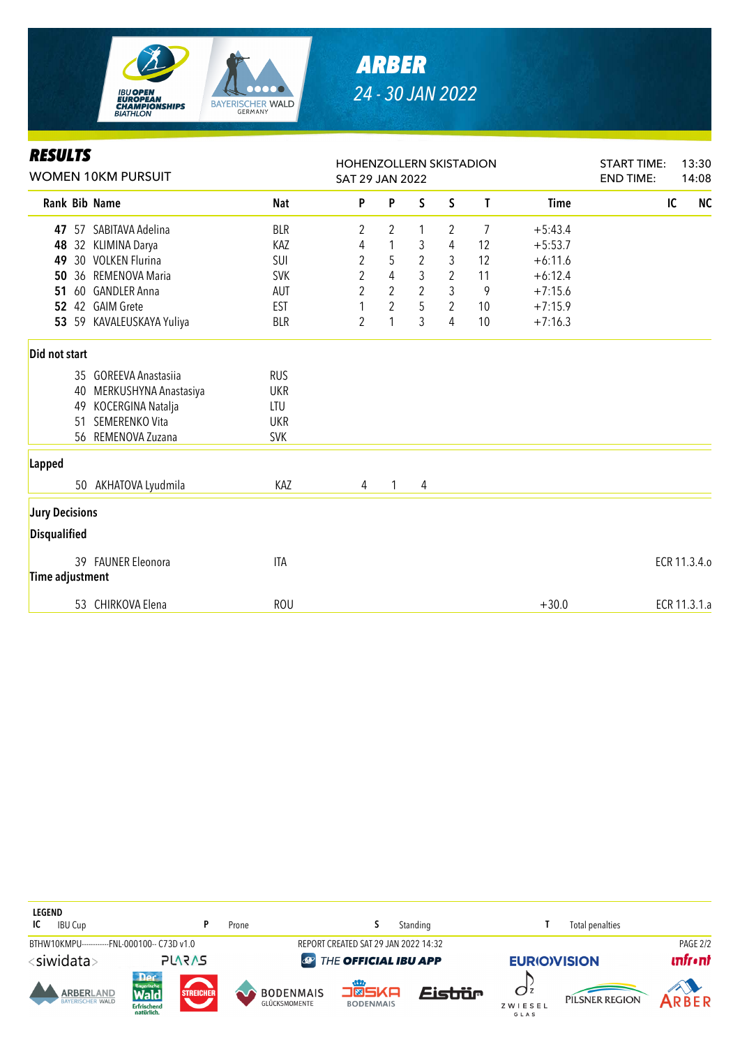# ARBER

## 24 - 30 JAN 2022

# RESULTS

WOMEN 10KM PURSUIT

HOHENZOLLERN SKISTADION
SAT 29 JAN 2022

START TIME: 13:30
END TIME: 14:08

| Rank | Bib | Name | Nat | P | P | S | S | T | Time | IC | NC |
|---|---|---|---|---|---|---|---|---|---|---|---|
| **47** | 57 | SABITAVA Adelina | BLR | 2 | 2 | 1 | 2 | 7 | +5:43.4 | | |
| **48** | 32 | KLIMINA Darya | KAZ | 4 | 1 | 3 | 4 | 12 | +5:53.7 | | |
| **49** | 30 | VOLKEN Flurina | SUI | 2 | 5 | 2 | 3 | 12 | +6:11.6 | | |
| **50** | 36 | REMENOVA Maria | SVK | 2 | 4 | 3 | 2 | 11 | +6:12.4 | | |
| **51** | 60 | GANDLER Anna | AUT | 2 | 2 | 2 | 3 | 9 | +7:15.6 | | |
| **52** | 42 | GAIM Grete | EST | 1 | 2 | 5 | 2 | 10 | +7:15.9 | | |
| **53** | 59 | KAVALEUSKAYA Yuliya | BLR | 2 | 1 | 3 | 4 | 10 | +7:16.3 | | |

**Did not start**

| | Bib | Name | Nat |
|---|---|---|---|
| | 35 | GOREEVA Anastasiia | RUS |
| | 40 | MERKUSHYNA Anastasiya | UKR |
| | 49 | KOCERGINA Natalja | LTU |
| | 51 | SEMERENKO Vita | UKR |
| | 56 | REMENOVA Zuzana | SVK |

**Lapped**

| Bib | Name | Nat | P | P | S |
|---|---|---|---|---|---|
| 50 | AKHATOVA Lyudmila | KAZ | 4 | 1 | 4 |

**Jury Decisions**

**Disqualified**

| Bib | Name | Nat | Time | Rule |
|---|---|---|---|---|
| 39 | FAUNER Eleonora | ITA | | ECR 11.3.4.o |

**Time adjustment**

| Bib | Name | Nat | Time | Rule |
|---|---|---|---|---|
| 53 | CHIRKOVA Elena | ROU | +30.0 | ECR 11.3.1.a |

**LEGEND**

IC IBU Cup | P Prone | S Standing | T Total penalties

BTHW10KMPU-----------FNL-000100-- C73D v1.0

REPORT CREATED SAT 29 JAN 2022 14:32